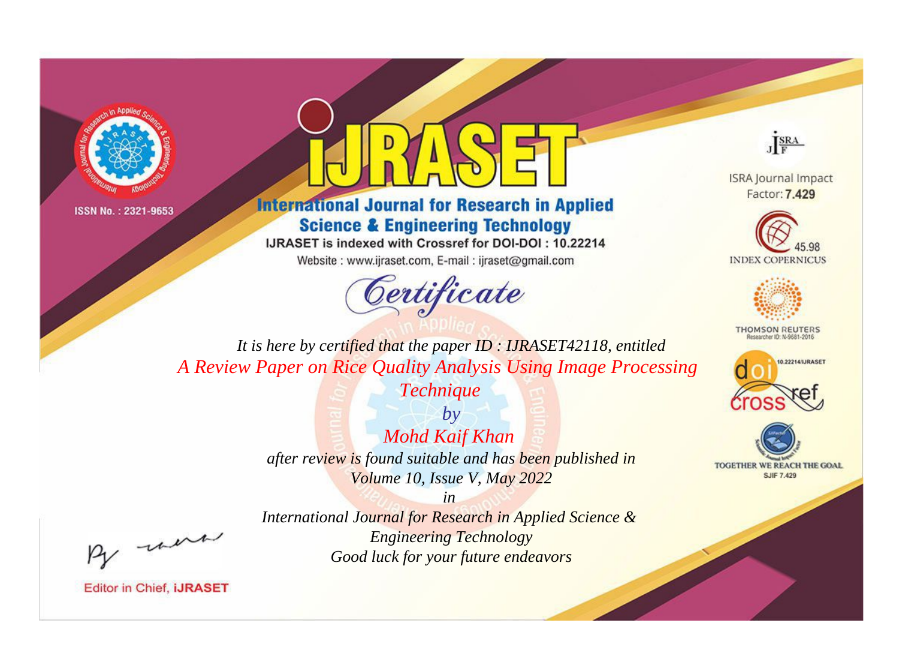ISSN No. : 2321-9653

# IJRASET

## International Journal for Research in Applied Science & Engineering Technology

IJRASET is indexed with Crossref for DOI-DOI : 10.22214

Website : www.ijraset.com, E-mail : ijraset@gmail.com

ISRA Journal Impact Factor: **7.429**

45.98 INDEX COPERNICUS

THOMSON REUTERS Researcher ID: N-9681-2016

10.22214/IJRASET

TOGETHER WE REACH THE GOAL SJIF 7.429

# *Certificate*

*It is here by certified that the paper ID : IJRASET42118, entitled*

*A Review Paper on Rice Quality Analysis Using Image Processing Technique*

*by*

*Mohd Kaif Khan*

*after review is found suitable and has been published in*

*Volume 10, Issue V, May 2022*

*in*

*International Journal for Research in Applied Science & Engineering Technology*

*Good luck for your future endeavors*

Editor in Chief, **iJRASET**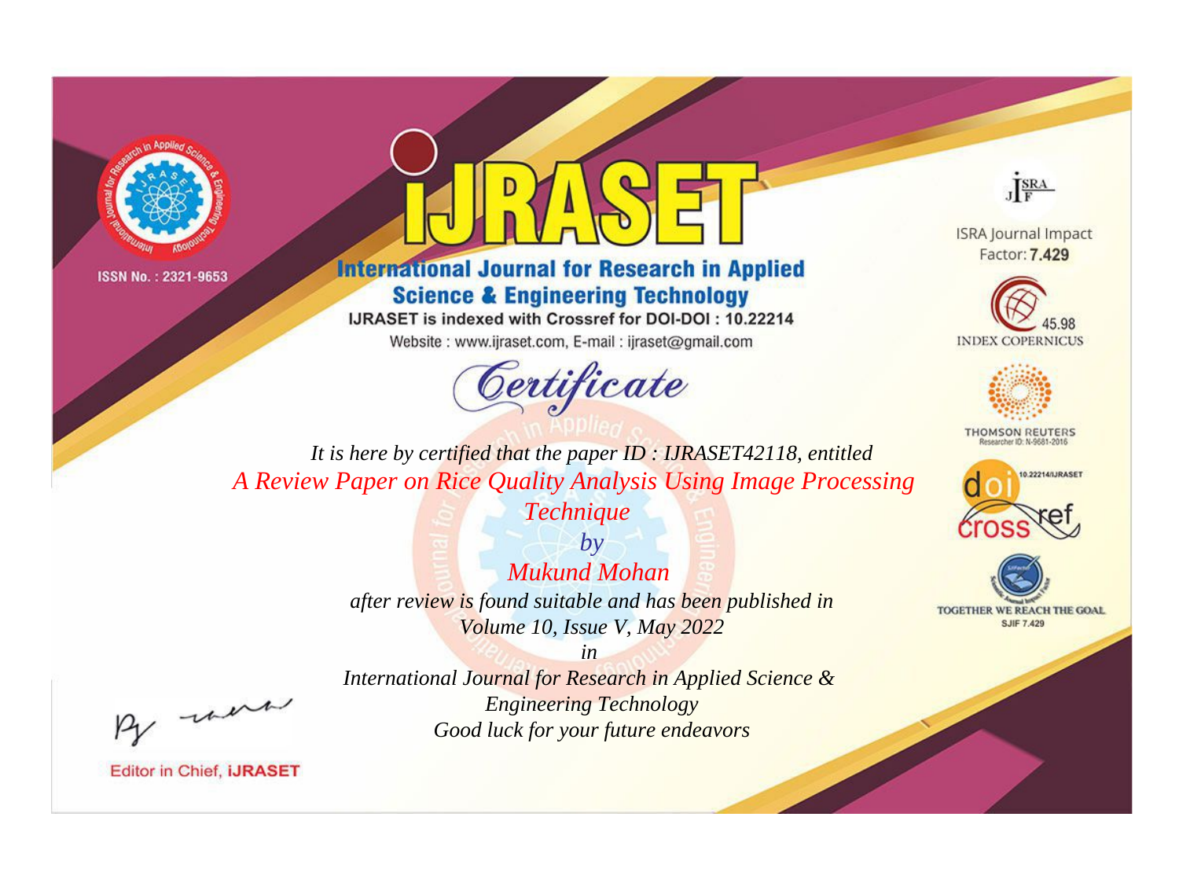ISSN No. : 2321-9653

# iJRASET

## International Journal for Research in Applied Science & Engineering Technology

IJRASET is indexed with Crossref for DOI-DOI : 10.22214

Website : www.ijraset.com, E-mail : ijraset@gmail.com

*Certificate*

*It is here by certified that the paper ID : IJRASET42118, entitled*

*A Review Paper on Rice Quality Analysis Using Image Processing Technique*

*by*

*Mukund Mohan*

*after review is found suitable and has been published in*

*Volume 10, Issue V, May 2022*

*in*

*International Journal for Research in Applied Science & Engineering Technology*

*Good luck for your future endeavors*

Editor in Chief, iJRASET

ISRA Journal Impact Factor: **7.429**

45.98 INDEX COPERNICUS

THOMSON REUTERS Researcher ID: N-9681-2016

10.22214/IJRASET

TOGETHER WE REACH THE GOAL SJIF 7.429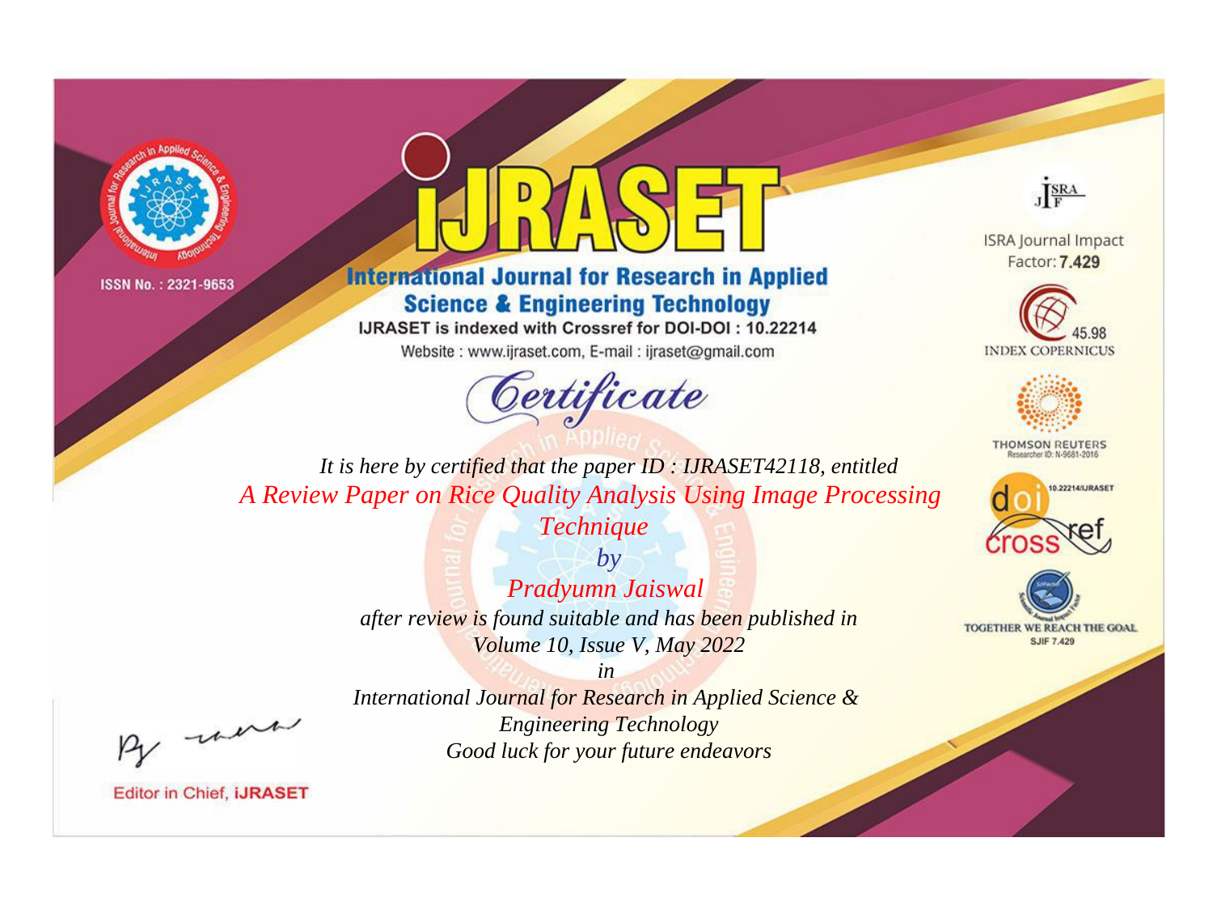ISSN No. : 2321-9653

# iJRASET

## International Journal for Research in Applied Science & Engineering Technology

IJRASET is indexed with Crossref for DOI-DOI : 10.22214

Website : www.ijraset.com, E-mail : ijraset@gmail.com

ISRA Journal Impact Factor: **7.429**

45.98 INDEX COPERNICUS

THOMSON REUTERS Researcher ID: N-9681-2016

10.22214/IJRASET

TOGETHER WE REACH THE GOAL SJIF 7.429

*Certificate*

*It is here by certified that the paper ID : IJRASET42118, entitled*

*A Review Paper on Rice Quality Analysis Using Image Processing Technique*

*by*

*Pradyumn Jaiswal*

*after review is found suitable and has been published in*

*Volume 10, Issue V, May 2022*

*in*

*International Journal for Research in Applied Science & Engineering Technology*

*Good luck for your future endeavors*

Editor in Chief, **iJRASET**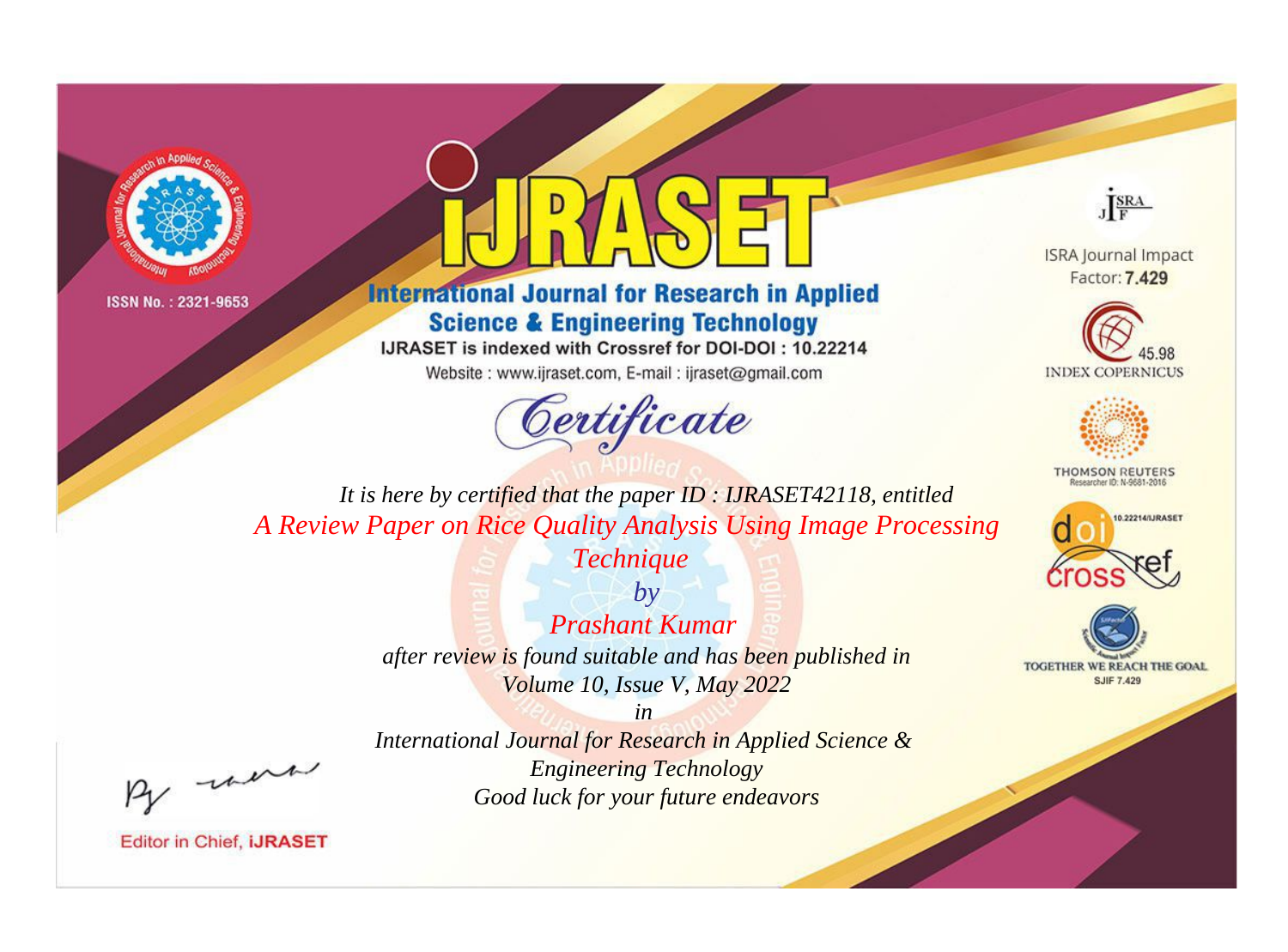ISSN No. : 2321-9653

# iJRASET

## International Journal for Research in Applied Science & Engineering Technology

IJRASET is indexed with Crossref for DOI-DOI : 10.22214

Website : www.ijraset.com, E-mail : ijraset@gmail.com

ISRA Journal Impact Factor: **7.429**

45.98 INDEX COPERNICUS

THOMSON REUTERS Researcher ID: N-9681-2016

10.22214/IJRASET

TOGETHER WE REACH THE GOAL SJIF 7.429

# *Certificate*

*It is here by certified that the paper ID : IJRASET42118, entitled*

*A Review Paper on Rice Quality Analysis Using Image Processing Technique*

*by*

*Prashant Kumar*

*after review is found suitable and has been published in*

*Volume 10, Issue V, May 2022*

*in*

*International Journal for Research in Applied Science & Engineering Technology*

*Good luck for your future endeavors*

Editor in Chief, **iJRASET**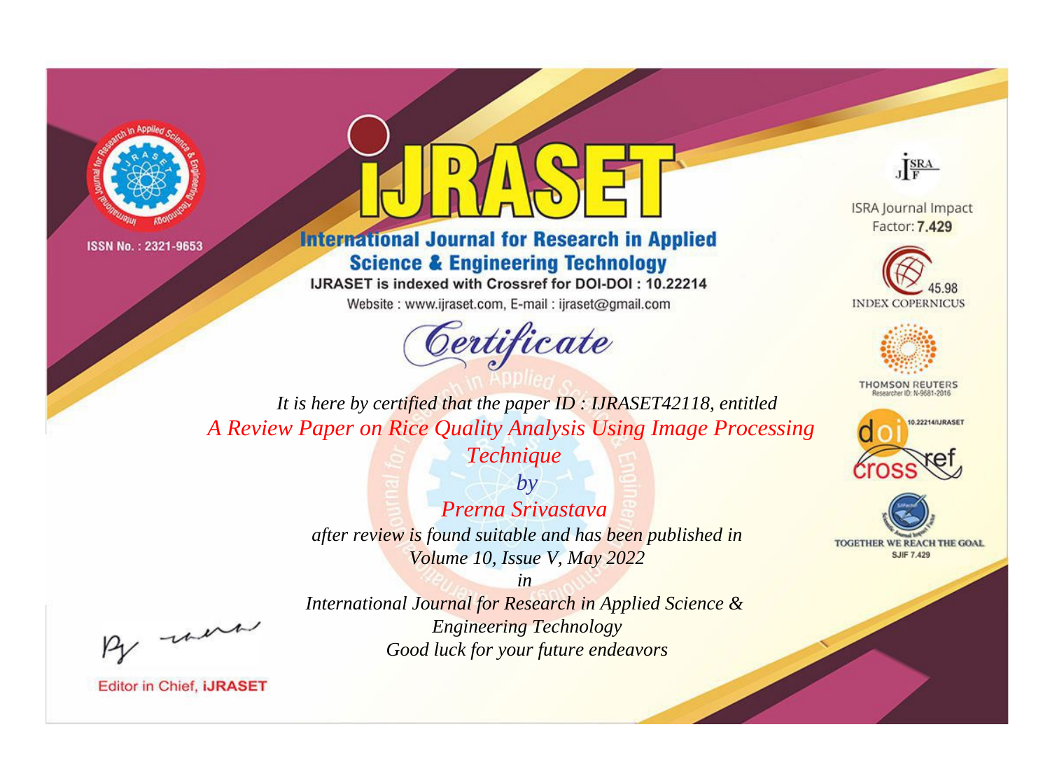ISSN No. : 2321-9653

# iJRASET

## International Journal for Research in Applied Science & Engineering Technology

IJRASET is indexed with Crossref for DOI-DOI : 10.22214

Website : www.ijraset.com, E-mail : ijraset@gmail.com

ISRA Journal Impact Factor: **7.429**

45.98 INDEX COPERNICUS

THOMSON REUTERS Researcher ID: N-9681-2016

10.22214/IJRASET

TOGETHER WE REACH THE GOAL SJIF 7.429

*Certificate*

*It is here by certified that the paper ID : IJRASET42118, entitled*

*A Review Paper on Rice Quality Analysis Using Image Processing Technique*

*by*

*Prerna Srivastava*

*after review is found suitable and has been published in*

*Volume 10, Issue V, May 2022*

*in*

*International Journal for Research in Applied Science & Engineering Technology*

*Good luck for your future endeavors*

Editor in Chief, iJRASET